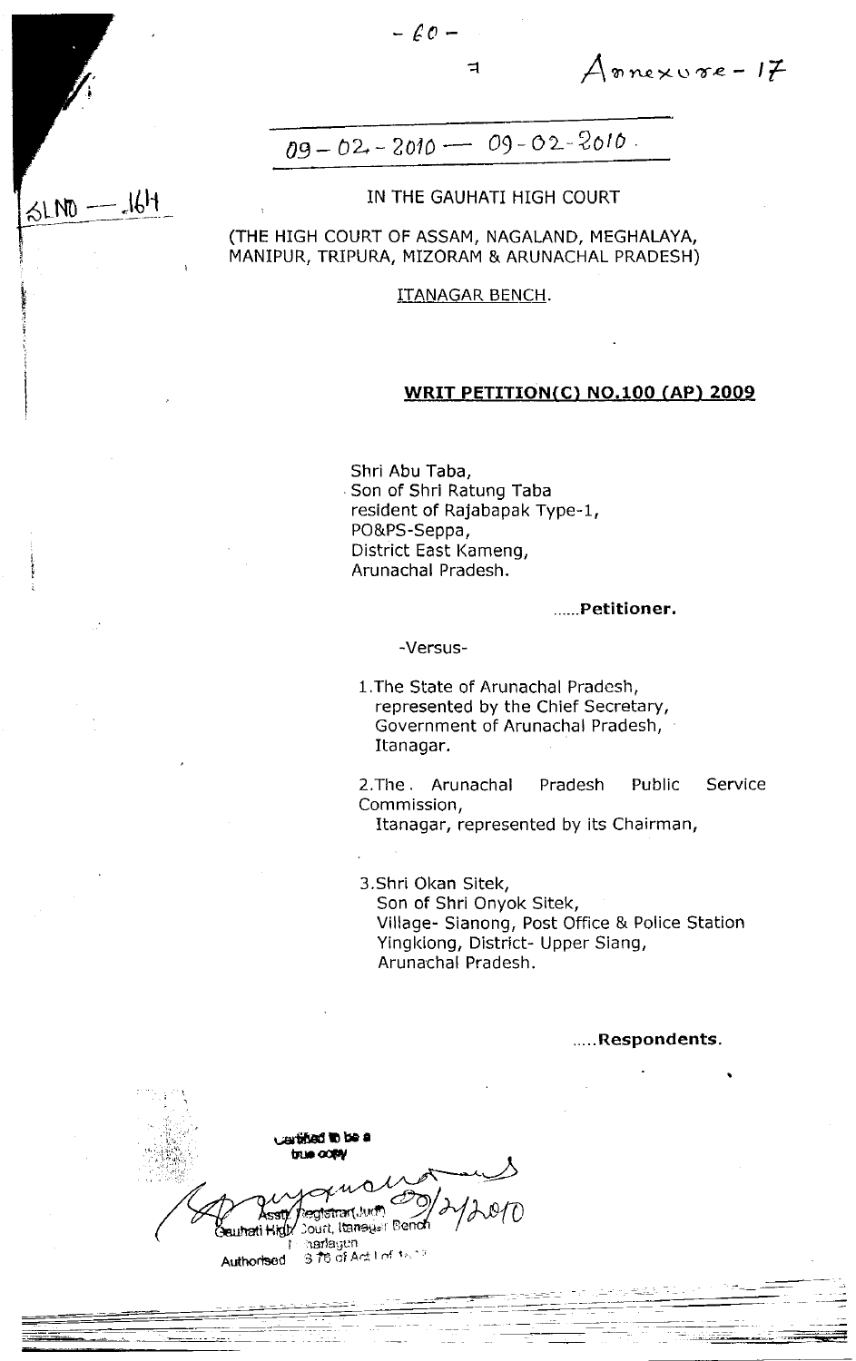Annexure - 17

09 - 02 - 2010 — 09 - 02 - 2010.

SL NO — 164

IN THE GAUHATI HIGH COURT

(THE HIGH COURT OF ASSAM, NAGALAND, MEGHALAYA, MANIPUR, TRIPURA, MIZORAM & ARUNACHAL PRADESH)

ITANAGAR BENCH.

**WRIT PETITION(C) NO.100 (AP) 2009**

Shri Abu Taba,
Son of Shri Ratung Taba
resident of Rajabapak Type-1,
PO&PS-Seppa,
District East Kameng,
Arunachal Pradesh.

......**Petitioner.**

-Versus-

1. The State of Arunachal Pradesh,
   represented by the Chief Secretary,
   Government of Arunachal Pradesh,
   Itanagar.

2. The . Arunachal Pradesh Public Service Commission,
   Itanagar, represented by its Chairman,

3. Shri Okan Sitek,
   Son of Shri Onyok Sitek,
   Village- Sianong, Post Office & Police Station Yingkiong, District- Upper Siang,
   Arunachal Pradesh.

.....**Respondents.**

Certified to be a true copy
09/2/2010
Asstt. Registrar(Judl)
Gauhati High Court, Itanagar Bench
Itanagar
Authorised S 76 of Act I of 18..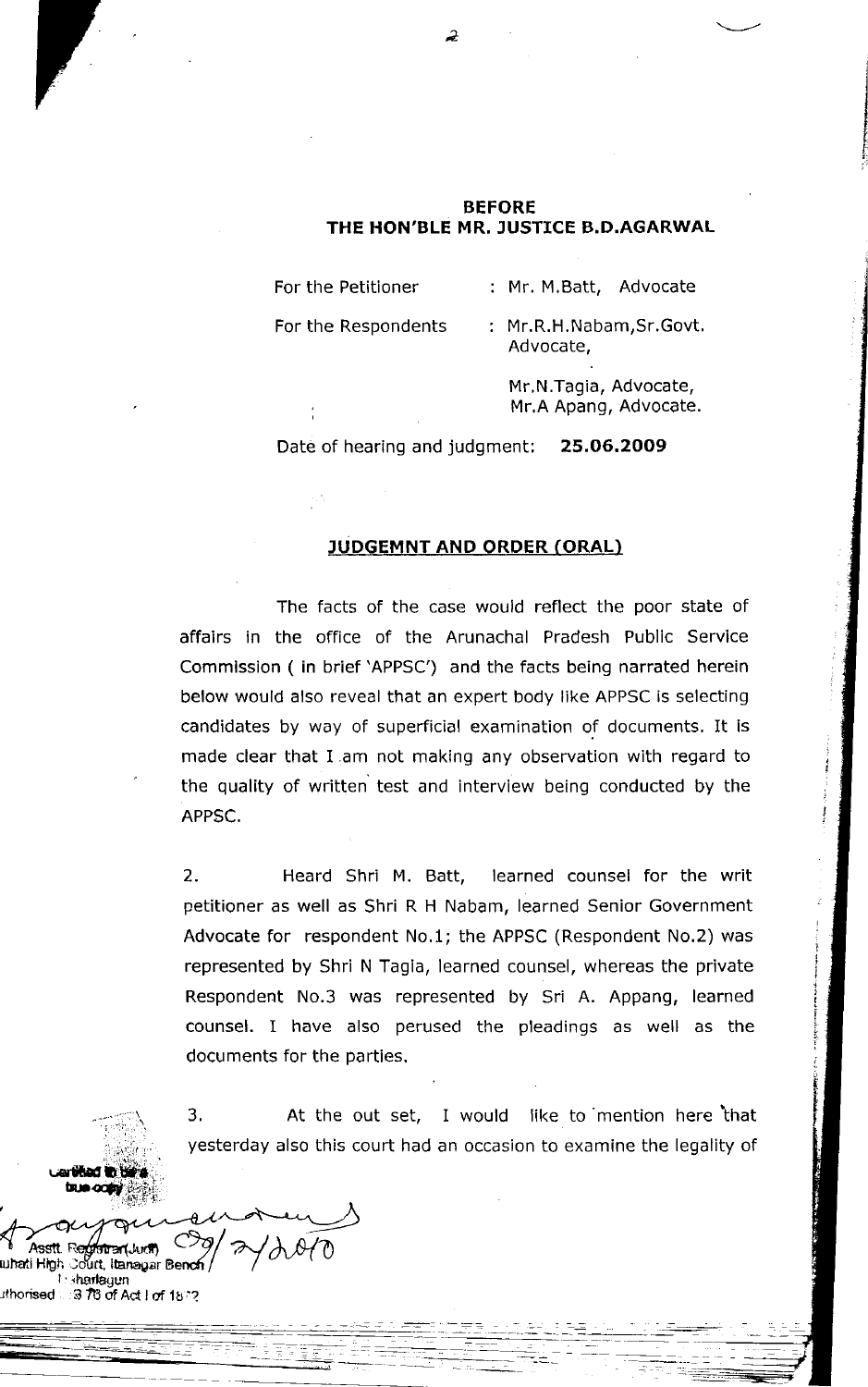**BEFORE**
**THE HON'BLE MR. JUSTICE B.D.AGARWAL**

For the Petitioner : Mr. M.Batt, Advocate

For the Respondents : Mr.R.H.Nabam,Sr.Govt. Advocate,

Mr.N.Tagia, Advocate,
Mr.A Apang, Advocate.

Date of hearing and judgment: **25.06.2009**

**JUDGEMNT AND ORDER (ORAL)**

The facts of the case would reflect the poor state of affairs in the office of the Arunachal Pradesh Public Service Commission ( in brief 'APPSC') and the facts being narrated herein below would also reveal that an expert body like APPSC is selecting candidates by way of superficial examination of documents. It is made clear that I am not making any observation with regard to the quality of written test and interview being conducted by the APPSC.

2. Heard Shri M. Batt, learned counsel for the writ petitioner as well as Shri R H Nabam, learned Senior Government Advocate for respondent No.1; the APPSC (Respondent No.2) was represented by Shri N Tagia, learned counsel, whereas the private Respondent No.3 was represented by Sri A. Appang, learned counsel. I have also perused the pleadings as well as the documents for the parties.

3. At the out set, I would like to mention here that yesterday also this court had an occasion to examine the legality of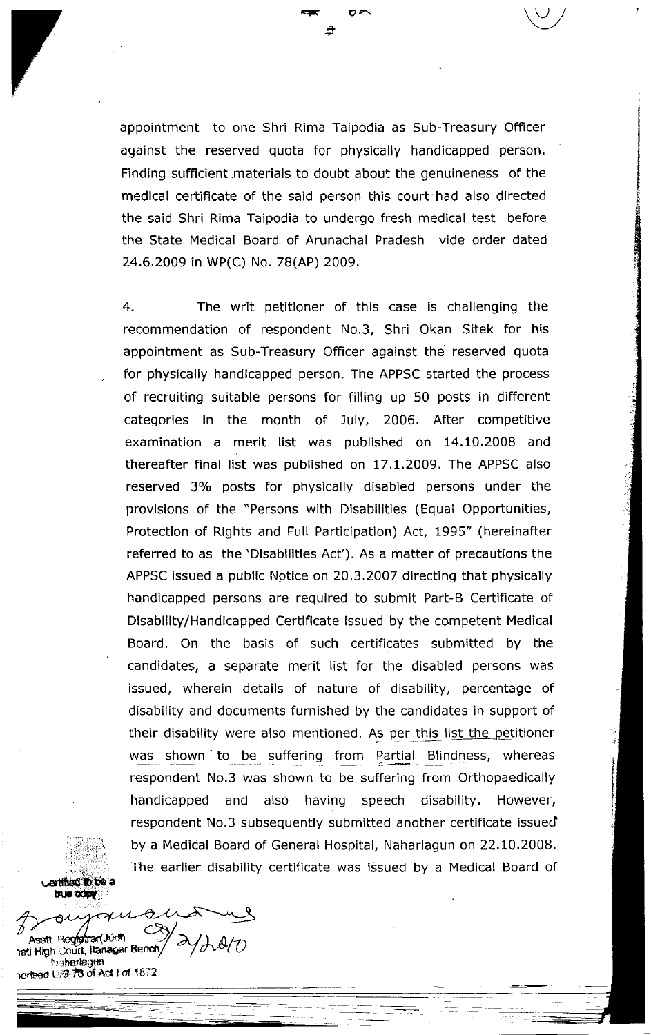appointment to one Shri Rima Taipodia as Sub-Treasury Officer against the reserved quota for physically handicapped person. Finding sufficient materials to doubt about the genuineness of the medical certificate of the said person this court had also directed the said Shri Rima Taipodia to undergo fresh medical test before the State Medical Board of Arunachal Pradesh vide order dated 24.6.2009 in WP(C) No. 78(AP) 2009.

4. The writ petitioner of this case is challenging the recommendation of respondent No.3, Shri Okan Sitek for his appointment as Sub-Treasury Officer against the reserved quota for physically handicapped person. The APPSC started the process of recruiting suitable persons for filling up 50 posts in different categories in the month of July, 2006. After competitive examination a merit list was published on 14.10.2008 and thereafter final list was published on 17.1.2009. The APPSC also reserved 3% posts for physically disabled persons under the provisions of the "Persons with Disabilities (Equal Opportunities, Protection of Rights and Full Participation) Act, 1995" (hereinafter referred to as the 'Disabilities Act'). As a matter of precautions the APPSC issued a public Notice on 20.3.2007 directing that physically handicapped persons are required to submit Part-B Certificate of Disability/Handicapped Certificate issued by the competent Medical Board. On the basis of such certificates submitted by the candidates, a separate merit list for the disabled persons was issued, wherein details of nature of disability, percentage of disability and documents furnished by the candidates in support of their disability were also mentioned. As per this list the petitioner was shown to be suffering from Partial Blindness, whereas respondent No.3 was shown to be suffering from Orthopaedically handicapped and also having speech disability. However, respondent No.3 subsequently submitted another certificate issued by a Medical Board of General Hospital, Naharlagun on 22.10.2008. The earlier disability certificate was issued by a Medical Board of

Certified to be a true copy

Asstt. Registrar(Judl) Gauhati High Court, Itanagar Bench Naharlagun
Authorised U/S 76 of Act I of 1872

2/2/2010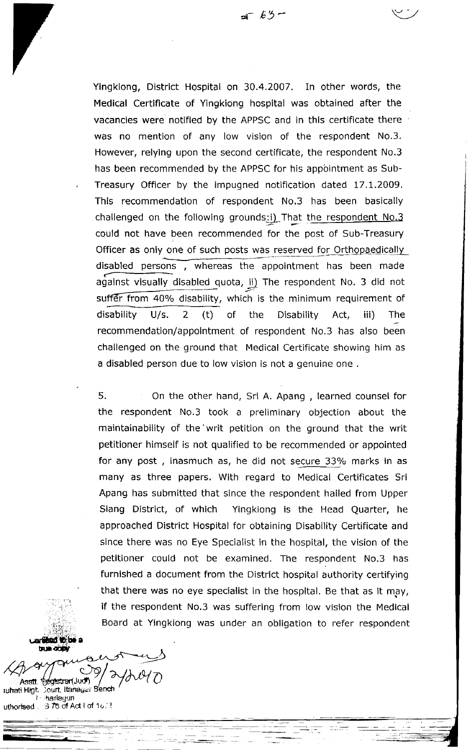Yingkiong, District Hospital on 30.4.2007. In other words, the Medical Certificate of Yingkiong hospital was obtained after the vacancies were notified by the APPSC and in this certificate there was no mention of any low vision of the respondent No.3. However, relying upon the second certificate, the respondent No.3 has been recommended by the APPSC for his appointment as Sub-Treasury Officer by the impugned notification dated 17.1.2009. This recommendation of respondent No.3 has been basically challenged on the following grounds:i) That the respondent No.3 could not have been recommended for the post of Sub-Treasury Officer as only one of such posts was reserved for Orthopaedically disabled persons , whereas the appointment has been made against visually disabled quota, ii) The respondent No. 3 did not suffer from 40% disability, which is the minimum requirement of disability U/s. 2 (t) of the Disability Act, iii) The recommendation/appointment of respondent No.3 has also been challenged on the ground that Medical Certificate showing him as a disabled person due to low vision is not a genuine one .

5. On the other hand, Sri A. Apang , learned counsel for the respondent No.3 took a preliminary objection about the maintainability of the writ petition on the ground that the writ petitioner himself is not qualified to be recommended or appointed for any post , inasmuch as, he did not secure 33% marks in as many as three papers. With regard to Medical Certificates Sri Apang has submitted that since the respondent hailed from Upper Siang District, of which Yingkiong is the Head Quarter, he approached District Hospital for obtaining Disability Certificate and since there was no Eye Specialist in the hospital, the vision of the petitioner could not be examined. The respondent No.3 has furnished a document from the District hospital authority certifying that there was no eye specialist in the hospital. Be that as it may, if the respondent No.3 was suffering from low vision the Medical Board at Yingkiong was under an obligation to refer respondent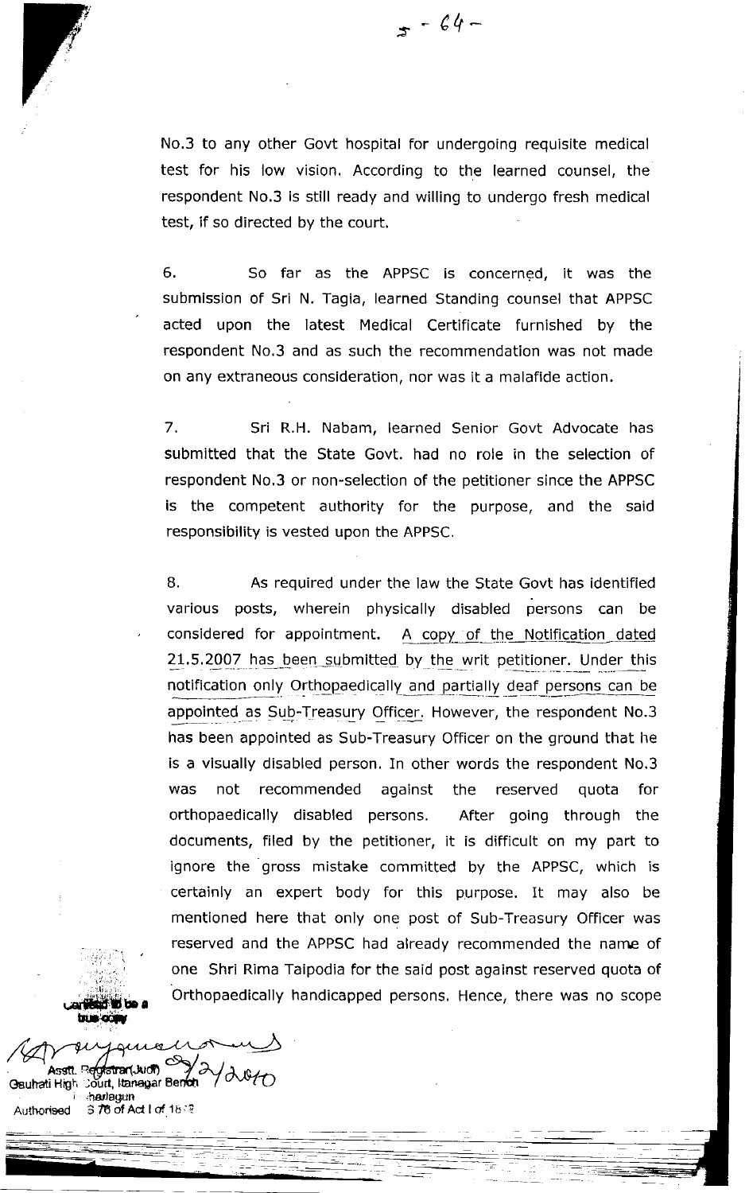No.3 to any other Govt hospital for undergoing requisite medical test for his low vision. According to the learned counsel, the respondent No.3 is still ready and willing to undergo fresh medical test, if so directed by the court.

6. So far as the APPSC is concerned, it was the submission of Sri N. Tagia, learned Standing counsel that APPSC acted upon the latest Medical Certificate furnished by the respondent No.3 and as such the recommendation was not made on any extraneous consideration, nor was it a malafide action.

7. Sri R.H. Nabam, learned Senior Govt Advocate has submitted that the State Govt. had no role in the selection of respondent No.3 or non-selection of the petitioner since the APPSC is the competent authority for the purpose, and the said responsibility is vested upon the APPSC.

8. As required under the law the State Govt has identified various posts, wherein physically disabled persons can be considered for appointment. A copy of the Notification dated 21.5.2007 has been submitted by the writ petitioner. Under this notification only Orthopaedically and partially deaf persons can be appointed as Sub-Treasury Officer. However, the respondent No.3 has been appointed as Sub-Treasury Officer on the ground that he is a visually disabled person. In other words the respondent No.3 was not recommended against the reserved quota for orthopaedically disabled persons. After going through the documents, filed by the petitioner, it is difficult on my part to ignore the gross mistake committed by the APPSC, which is certainly an expert body for this purpose. It may also be mentioned here that only one post of Sub-Treasury Officer was reserved and the APPSC had already recommended the name of one Shri Rima Taipodia for the said post against reserved quota of Orthopaedically handicapped persons. Hence, there was no scope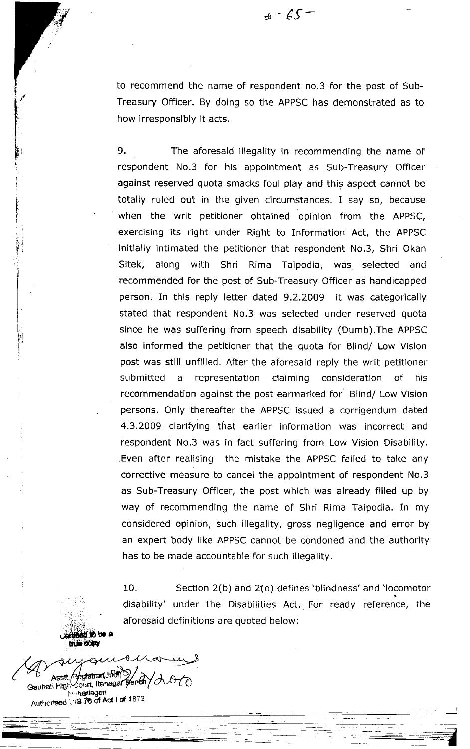to recommend the name of respondent no.3 for the post of Sub-Treasury Officer. By doing so the APPSC has demonstrated as to how irresponsibly it acts.

9. The aforesaid illegality in recommending the name of respondent No.3 for his appointment as Sub-Treasury Officer against reserved quota smacks foul play and this aspect cannot be totally ruled out in the given circumstances. I say so, because when the writ petitioner obtained opinion from the APPSC, exercising its right under Right to Information Act, the APPSC initially intimated the petitioner that respondent No.3, Shri Okan Sitek, along with Shri Rima Taipodia, was selected and recommended for the post of Sub-Treasury Officer as handicapped person. In this reply letter dated 9.2.2009 it was categorically stated that respondent No.3 was selected under reserved quota since he was suffering from speech disability (Dumb).The APPSC also informed the petitioner that the quota for Blind/ Low Vision post was still unfilled. After the aforesaid reply the writ petitioner submitted a representation claiming consideration of his recommendation against the post earmarked for Blind/ Low Vision persons. Only thereafter the APPSC issued a corrigendum dated 4.3.2009 clarifying that earlier information was incorrect and respondent No.3 was in fact suffering from Low Vision Disability. Even after realising the mistake the APPSC failed to take any corrective measure to cancel the appointment of respondent No.3 as Sub-Treasury Officer, the post which was already filled up by way of recommending the name of Shri Rima Taipodia. In my considered opinion, such illegality, gross negligence and error by an expert body like APPSC cannot be condoned and the authority has to be made accountable for such illegality.

10. Section 2(b) and 2(o) defines 'blindness' and 'locomotor disability' under the Disabilities Act. For ready reference, the aforesaid definitions are quoted below:

Certified to be a true copy

Asstt. Registrar(Judl) 9/2/2010
Gauhati High Court, Itanagar Bench
Naharlagun
Authorised U/S 76 of Act I of 1872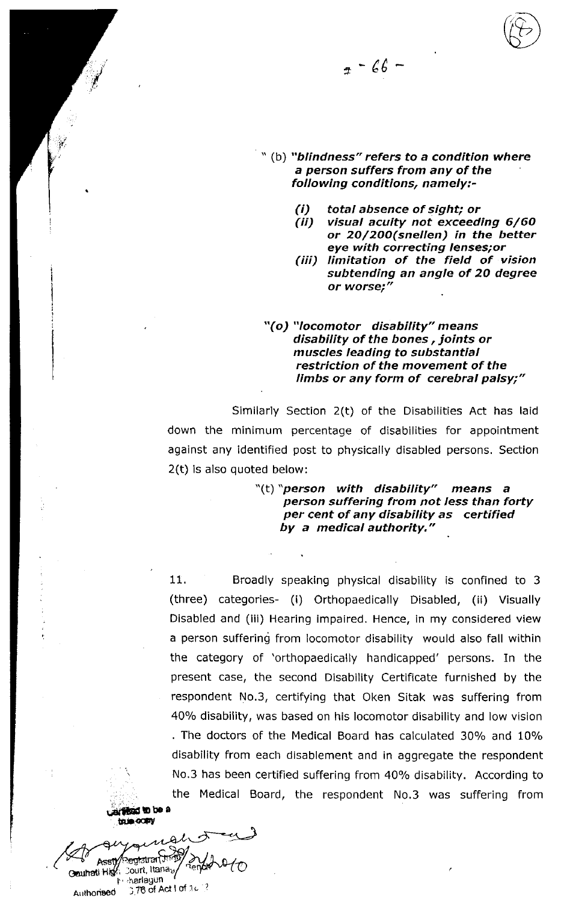" (b) ***"blindness" refers to a condition where a person suffers from any of the following conditions, namely:-***

> ***(i) total absence of sight; or***
>
> ***(ii) visual acuity not exceeding 6/60 or 20/200(snellen) in the better eye with correcting lenses;or***
>
> ***(iii) limitation of the field of vision subtending an angle of 20 degree or worse;"***

***"(o) "locomotor disability" means disability of the bones , joints or muscles leading to substantial restriction of the movement of the limbs or any form of cerebral palsy;"***

Similarly Section 2(t) of the Disabilities Act has laid down the minimum percentage of disabilities for appointment against any identified post to physically disabled persons. Section 2(t) is also quoted below:

> "(t) ***"person with disability" means a person suffering from not less than forty per cent of any disability as certified by a medical authority."***

11. Broadly speaking physical disability is confined to 3 (three) categories- (i) Orthopaedically Disabled, (ii) Visually Disabled and (iii) Hearing impaired. Hence, in my considered view a person suffering from locomotor disability would also fall within the category of 'orthopaedically handicapped' persons. In the present case, the second Disability Certificate furnished by the respondent No.3, certifying that Oken Sitak was suffering from 40% disability, was based on his locomotor disability and low vision . The doctors of the Medical Board has calculated 30% and 10% disability from each disablement and in aggregate the respondent No.3 has been certified suffering from 40% disability. According to the Medical Board, the respondent No.3 was suffering from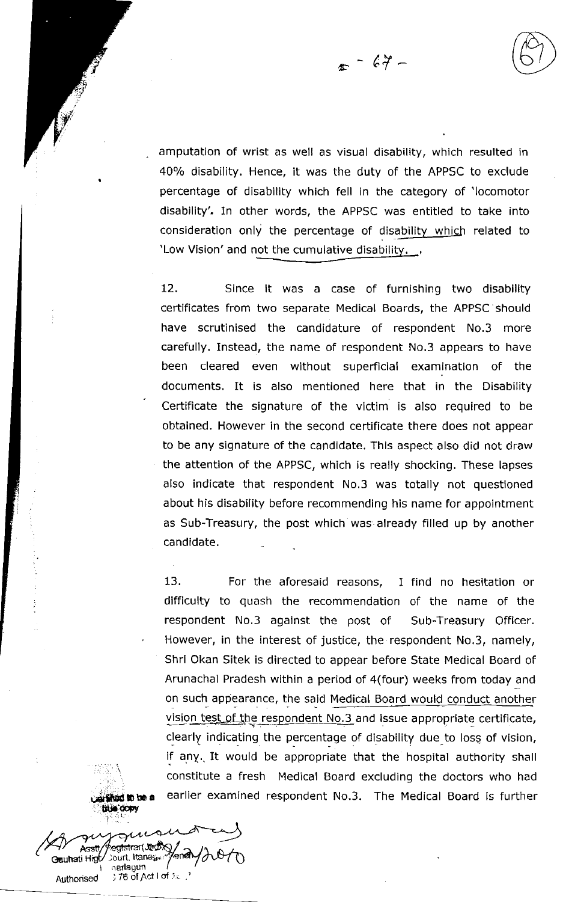amputation of wrist as well as visual disability, which resulted in 40% disability. Hence, it was the duty of the APPSC to exclude percentage of disability which fell in the category of 'locomotor disability'. In other words, the APPSC was entitled to take into consideration only the percentage of disability which related to 'Low Vision' and not the cumulative disability.

12. Since it was a case of furnishing two disability certificates from two separate Medical Boards, the APPSC should have scrutinised the candidature of respondent No.3 more carefully. Instead, the name of respondent No.3 appears to have been cleared even without superficial examination of the documents. It is also mentioned here that in the Disability Certificate the signature of the victim is also required to be obtained. However in the second certificate there does not appear to be any signature of the candidate. This aspect also did not draw the attention of the APPSC, which is really shocking. These lapses also indicate that respondent No.3 was totally not questioned about his disability before recommending his name for appointment as Sub-Treasury, the post which was already filled up by another candidate.

13. For the aforesaid reasons, I find no hesitation or difficulty to quash the recommendation of the name of the respondent No.3 against the post of Sub-Treasury Officer. However, in the interest of justice, the respondent No.3, namely, Shri Okan Sitek is directed to appear before State Medical Board of Arunachal Pradesh within a period of 4(four) weeks from today and on such appearance, the said Medical Board would conduct another vision test of the respondent No.3 and issue appropriate certificate, clearly indicating the percentage of disability due to loss of vision, if any. It would be appropriate that the hospital authority shall constitute a fresh Medical Board excluding the doctors who had earlier examined respondent No.3. The Medical Board is further

Certified to be a true copy

Asstt. Registrar(Judl.) Gauhati High Court, Itanagar Bench, Naharlagun Authorised u/s 76 of Act I of 1872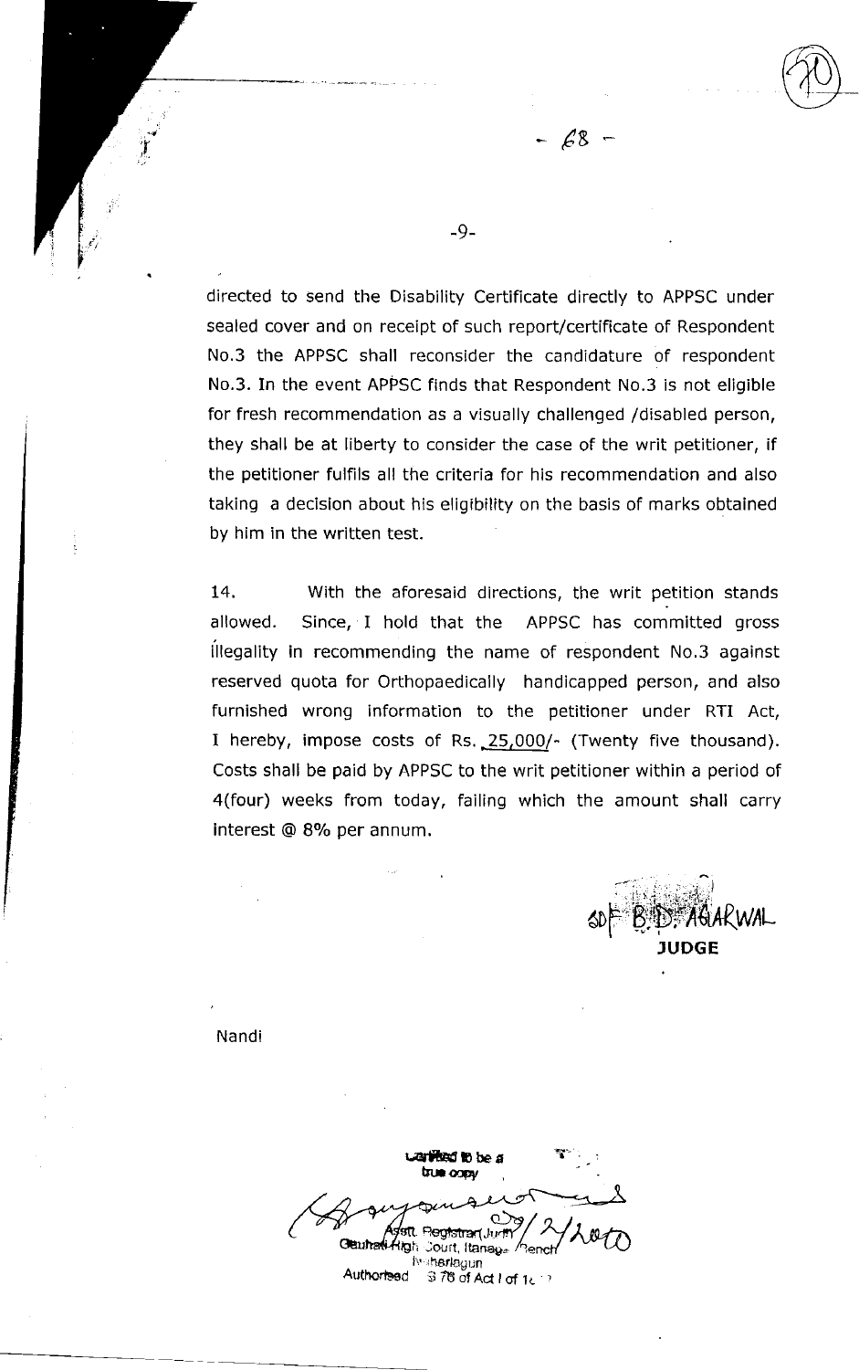directed to send the Disability Certificate directly to APPSC under sealed cover and on receipt of such report/certificate of Respondent No.3 the APPSC shall reconsider the candidature of respondent No.3. In the event APPSC finds that Respondent No.3 is not eligible for fresh recommendation as a visually challenged /disabled person, they shall be at liberty to consider the case of the writ petitioner, if the petitioner fulfils all the criteria for his recommendation and also taking a decision about his eligibility on the basis of marks obtained by him in the written test.

14. With the aforesaid directions, the writ petition stands allowed. Since, I hold that the APPSC has committed gross illegality in recommending the name of respondent No.3 against reserved quota for Orthopaedically handicapped person, and also furnished wrong information to the petitioner under RTI Act, I hereby, impose costs of Rs. 25,000/- (Twenty five thousand). Costs shall be paid by APPSC to the writ petitioner within a period of 4(four) weeks from today, failing which the amount shall carry interest @ 8% per annum.

SD/- B.D. AGARWAL
**JUDGE**

Nandi

Certified to be a true copy

Asstt. Registrar(Judl)
Gauhati High Court, Itanagar Bench
Naharlagun
Authorised S 76 of Act I of 1872